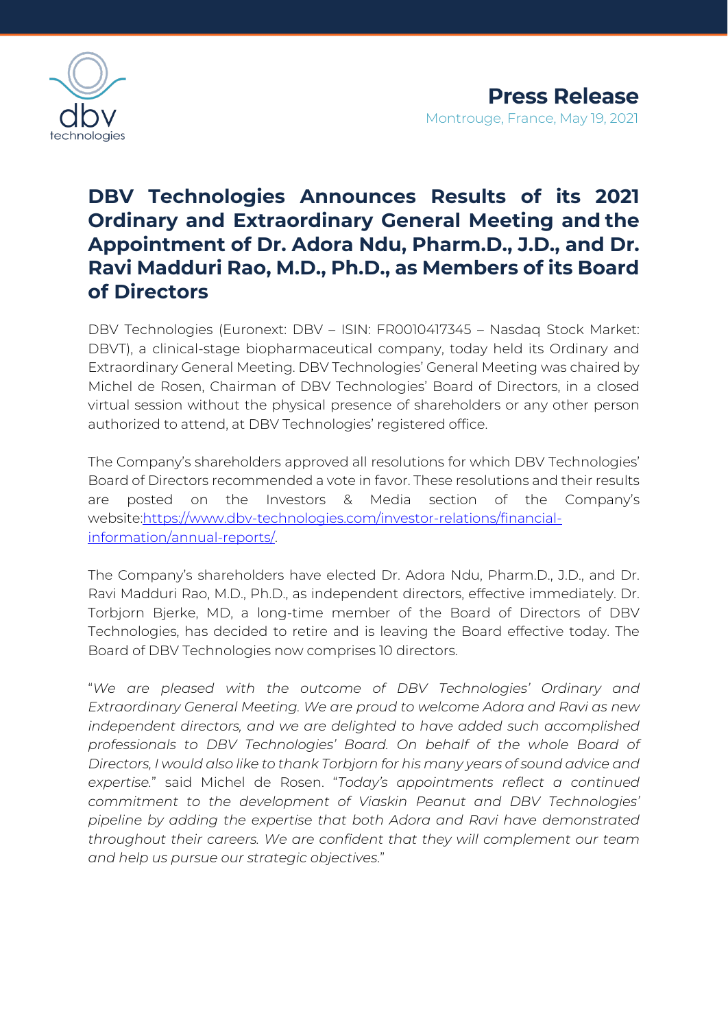**Press Release**

Montrouge, France, May 19, 2021

# DBV Technologies Announces Results of its 2021 Ordinary and Extraordinary General Meeting and the Appointment of Dr. Adora Ndu, Pharm.D., J.D., and Dr. Ravi Madduri Rao, M.D., Ph.D., as Members of its Board of Directors

DBV Technologies (Euronext: DBV – ISIN: FR0010417345 – Nasdaq Stock Market: DBVT), a clinical-stage biopharmaceutical company, today held its Ordinary and Extraordinary General Meeting. DBV Technologies' General Meeting was chaired by Michel de Rosen, Chairman of DBV Technologies' Board of Directors, in a closed virtual session without the physical presence of shareholders or any other person authorized to attend, at DBV Technologies' registered office.

The Company's shareholders approved all resolutions for which DBV Technologies' Board of Directors recommended a vote in favor. These resolutions and their results are posted on the Investors & Media section of the Company's website:[https://www.dbv-technologies.com/investor-relations/financial-information/annual-reports/](https://www.dbv-technologies.com/investor-relations/financial-information/annual-reports/).

The Company's shareholders have elected Dr. Adora Ndu, Pharm.D., J.D., and Dr. Ravi Madduri Rao, M.D., Ph.D., as independent directors, effective immediately. Dr. Torbjorn Bjerke, MD, a long-time member of the Board of Directors of DBV Technologies, has decided to retire and is leaving the Board effective today. The Board of DBV Technologies now comprises 10 directors.

"*We are pleased with the outcome of DBV Technologies' Ordinary and Extraordinary General Meeting. We are proud to welcome Adora and Ravi as new independent directors, and we are delighted to have added such accomplished professionals to DBV Technologies' Board. On behalf of the whole Board of Directors, I would also like to thank Torbjorn for his many years of sound advice and expertise.*" said Michel de Rosen. "*Today's appointments reflect a continued commitment to the development of Viaskin Peanut and DBV Technologies' pipeline by adding the expertise that both Adora and Ravi have demonstrated throughout their careers. We are confident that they will complement our team and help us pursue our strategic objectives.*"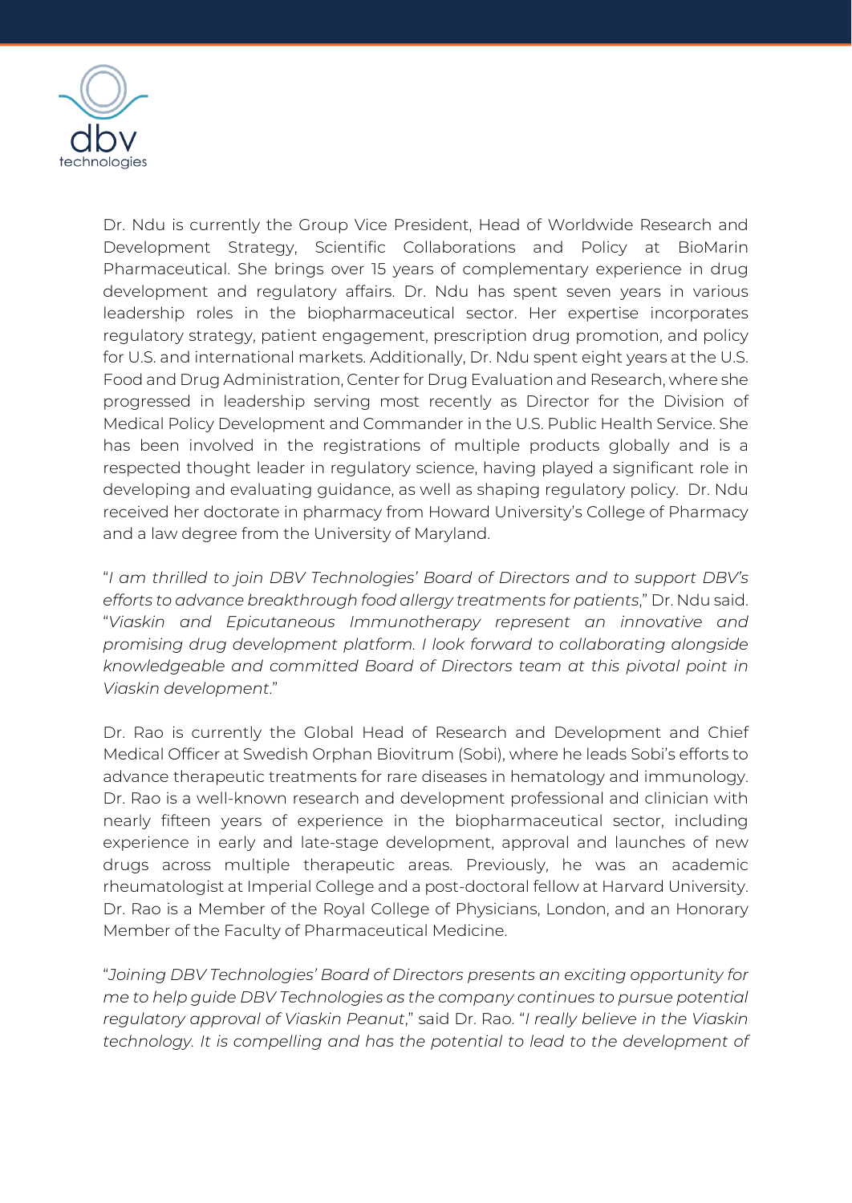Dr. Ndu is currently the Group Vice President, Head of Worldwide Research and Development Strategy, Scientific Collaborations and Policy at BioMarin Pharmaceutical. She brings over 15 years of complementary experience in drug development and regulatory affairs. Dr. Ndu has spent seven years in various leadership roles in the biopharmaceutical sector. Her expertise incorporates regulatory strategy, patient engagement, prescription drug promotion, and policy for U.S. and international markets. Additionally, Dr. Ndu spent eight years at the U.S. Food and Drug Administration, Center for Drug Evaluation and Research, where she progressed in leadership serving most recently as Director for the Division of Medical Policy Development and Commander in the U.S. Public Health Service. She has been involved in the registrations of multiple products globally and is a respected thought leader in regulatory science, having played a significant role in developing and evaluating guidance, as well as shaping regulatory policy. Dr. Ndu received her doctorate in pharmacy from Howard University's College of Pharmacy and a law degree from the University of Maryland.

"*I am thrilled to join DBV Technologies' Board of Directors and to support DBV's efforts to advance breakthrough food allergy treatments for patients*," Dr. Ndu said. "*Viaskin and Epicutaneous Immunotherapy represent an innovative and promising drug development platform. I look forward to collaborating alongside knowledgeable and committed Board of Directors team at this pivotal point in Viaskin development*."

Dr. Rao is currently the Global Head of Research and Development and Chief Medical Officer at Swedish Orphan Biovitrum (Sobi), where he leads Sobi's efforts to advance therapeutic treatments for rare diseases in hematology and immunology. Dr. Rao is a well-known research and development professional and clinician with nearly fifteen years of experience in the biopharmaceutical sector, including experience in early and late-stage development, approval and launches of new drugs across multiple therapeutic areas. Previously, he was an academic rheumatologist at Imperial College and a post-doctoral fellow at Harvard University. Dr. Rao is a Member of the Royal College of Physicians, London, and an Honorary Member of the Faculty of Pharmaceutical Medicine.

"*Joining DBV Technologies' Board of Directors presents an exciting opportunity for me to help guide DBV Technologies as the company continues to pursue potential regulatory approval of Viaskin Peanut*," said Dr. Rao. "*I really believe in the Viaskin technology. It is compelling and has the potential to lead to the development of*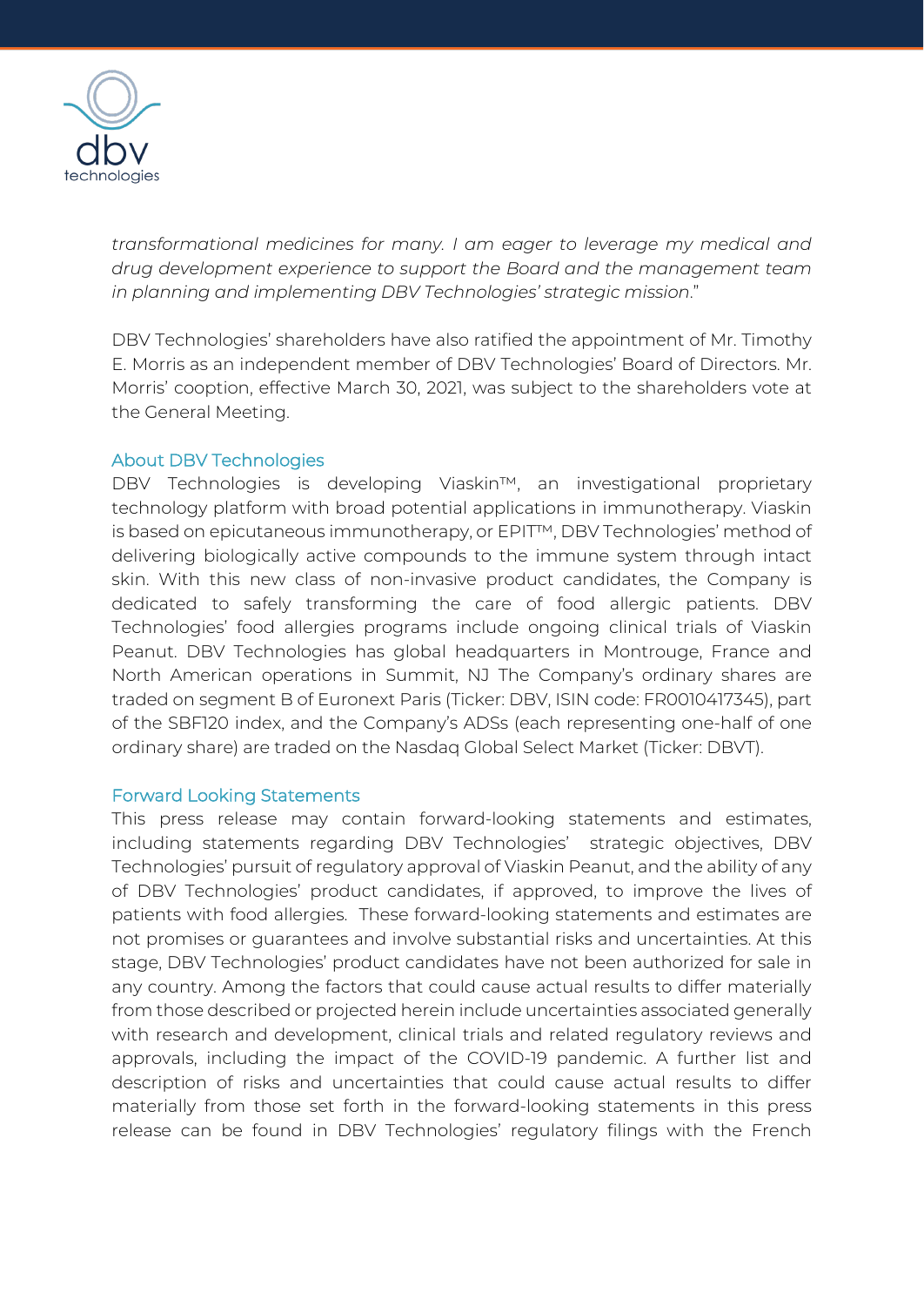*transformational medicines for many. I am eager to leverage my medical and drug development experience to support the Board and the management team in planning and implementing DBV Technologies' strategic mission*."

DBV Technologies' shareholders have also ratified the appointment of Mr. Timothy E. Morris as an independent member of DBV Technologies' Board of Directors. Mr. Morris' cooption, effective March 30, 2021, was subject to the shareholders vote at the General Meeting.

## About DBV Technologies

DBV Technologies is developing Viaskin™, an investigational proprietary technology platform with broad potential applications in immunotherapy. Viaskin is based on epicutaneous immunotherapy, or EPIT™, DBV Technologies' method of delivering biologically active compounds to the immune system through intact skin. With this new class of non-invasive product candidates, the Company is dedicated to safely transforming the care of food allergic patients. DBV Technologies' food allergies programs include ongoing clinical trials of Viaskin Peanut. DBV Technologies has global headquarters in Montrouge, France and North American operations in Summit, NJ The Company's ordinary shares are traded on segment B of Euronext Paris (Ticker: DBV, ISIN code: FR0010417345), part of the SBF120 index, and the Company's ADSs (each representing one-half of one ordinary share) are traded on the Nasdaq Global Select Market (Ticker: DBVT).

## Forward Looking Statements

This press release may contain forward-looking statements and estimates, including statements regarding DBV Technologies' strategic objectives, DBV Technologies' pursuit of regulatory approval of Viaskin Peanut, and the ability of any of DBV Technologies' product candidates, if approved, to improve the lives of patients with food allergies. These forward-looking statements and estimates are not promises or guarantees and involve substantial risks and uncertainties. At this stage, DBV Technologies' product candidates have not been authorized for sale in any country. Among the factors that could cause actual results to differ materially from those described or projected herein include uncertainties associated generally with research and development, clinical trials and related regulatory reviews and approvals, including the impact of the COVID-19 pandemic. A further list and description of risks and uncertainties that could cause actual results to differ materially from those set forth in the forward-looking statements in this press release can be found in DBV Technologies' regulatory filings with the French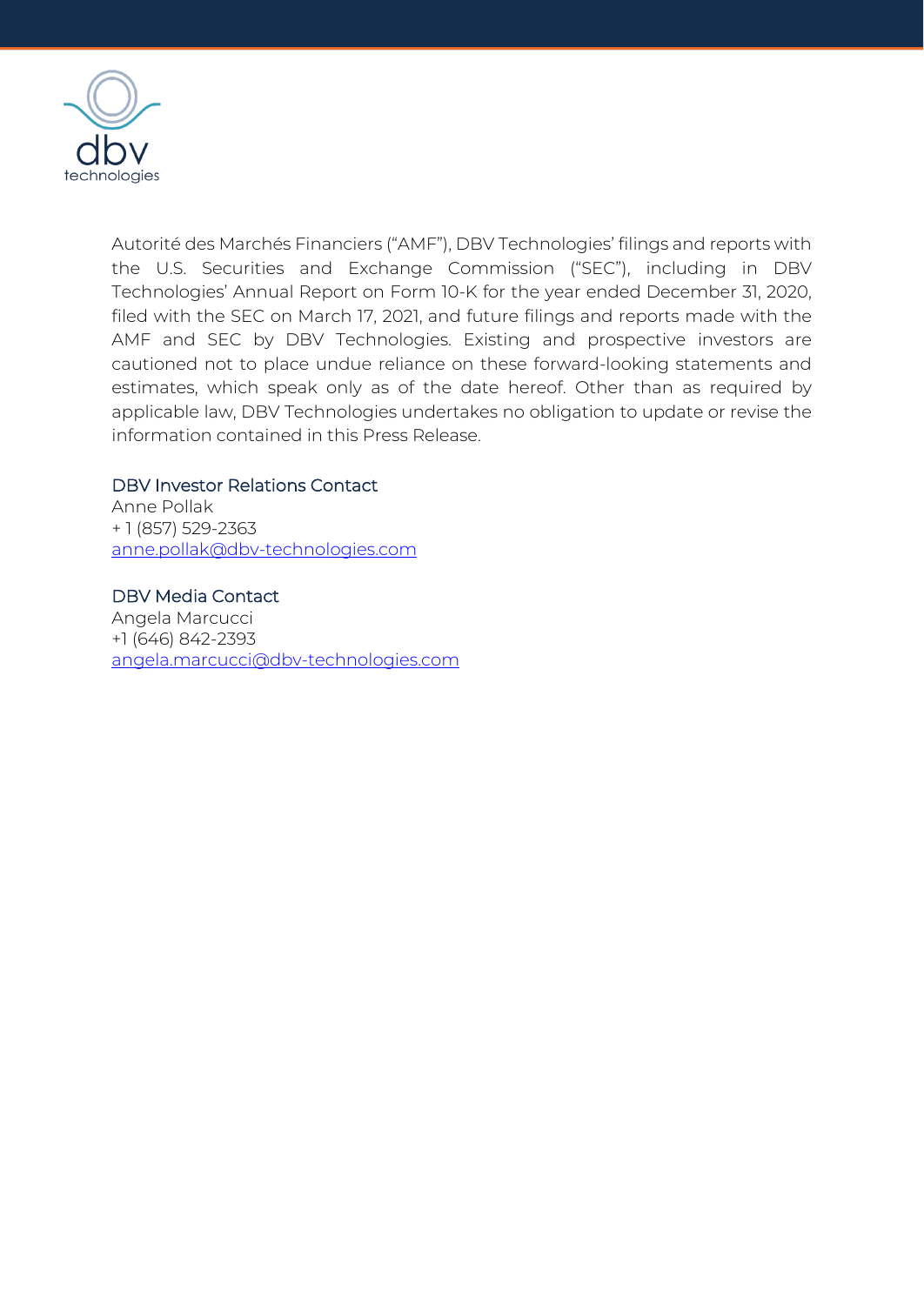Autorité des Marchés Financiers ("AMF"), DBV Technologies' filings and reports with the U.S. Securities and Exchange Commission ("SEC"), including in DBV Technologies' Annual Report on Form 10-K for the year ended December 31, 2020, filed with the SEC on March 17, 2021, and future filings and reports made with the AMF and SEC by DBV Technologies. Existing and prospective investors are cautioned not to place undue reliance on these forward-looking statements and estimates, which speak only as of the date hereof. Other than as required by applicable law, DBV Technologies undertakes no obligation to update or revise the information contained in this Press Release.

**DBV Investor Relations Contact**
Anne Pollak
+ 1 (857) 529-2363
anne.pollak@dbv-technologies.com

**DBV Media Contact**
Angela Marcucci
+1 (646) 842-2393
angela.marcucci@dbv-technologies.com